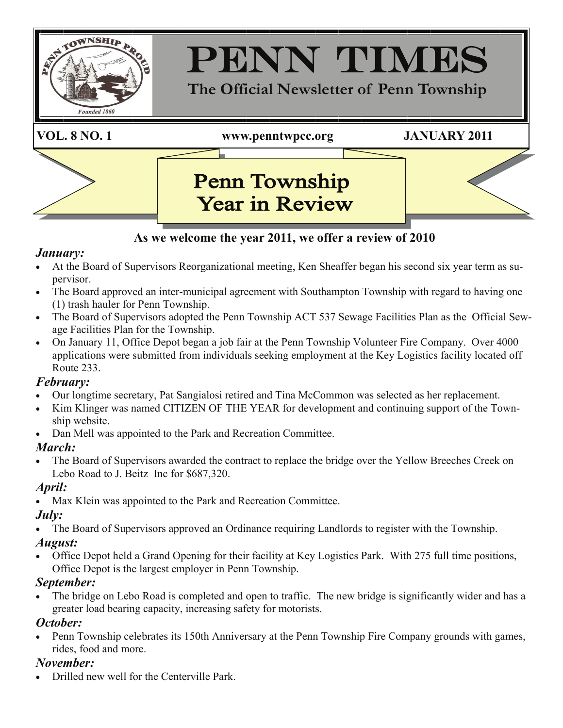# PENN TIMES

**The Official Newsletter of Penn Township**

**VOL. 8 NO. 1** **www.penntwpcc.org** **JANUARY 2011**

## Penn Township Year in Review

**As we welcome the year 2011, we offer a review of 2010**

### *January:*

- At the Board of Supervisors Reorganizational meeting, Ken Sheaffer began his second six year term as supervisor.
- The Board approved an inter-municipal agreement with Southampton Township with regard to having one (1) trash hauler for Penn Township.
- The Board of Supervisors adopted the Penn Township ACT 537 Sewage Facilities Plan as the Official Sewage Facilities Plan for the Township.
- On January 11, Office Depot began a job fair at the Penn Township Volunteer Fire Company. Over 4000 applications were submitted from individuals seeking employment at the Key Logistics facility located off Route 233.

### *February:*

- Our longtime secretary, Pat Sangialosi retired and Tina McCommon was selected as her replacement.
- Kim Klinger was named CITIZEN OF THE YEAR for development and continuing support of the Township website.
- Dan Mell was appointed to the Park and Recreation Committee.

### *March:*

- The Board of Supervisors awarded the contract to replace the bridge over the Yellow Breeches Creek on Lebo Road to J. Beitz Inc for $687,320.

### *April:*

- Max Klein was appointed to the Park and Recreation Committee.

### *July:*

- The Board of Supervisors approved an Ordinance requiring Landlords to register with the Township.

### *August:*

- Office Depot held a Grand Opening for their facility at Key Logistics Park. With 275 full time positions, Office Depot is the largest employer in Penn Township.

### *September:*

- The bridge on Lebo Road is completed and open to traffic. The new bridge is significantly wider and has a greater load bearing capacity, increasing safety for motorists.

### *October:*

- Penn Township celebrates its 150th Anniversary at the Penn Township Fire Company grounds with games, rides, food and more.

### *November:*

- Drilled new well for the Centerville Park.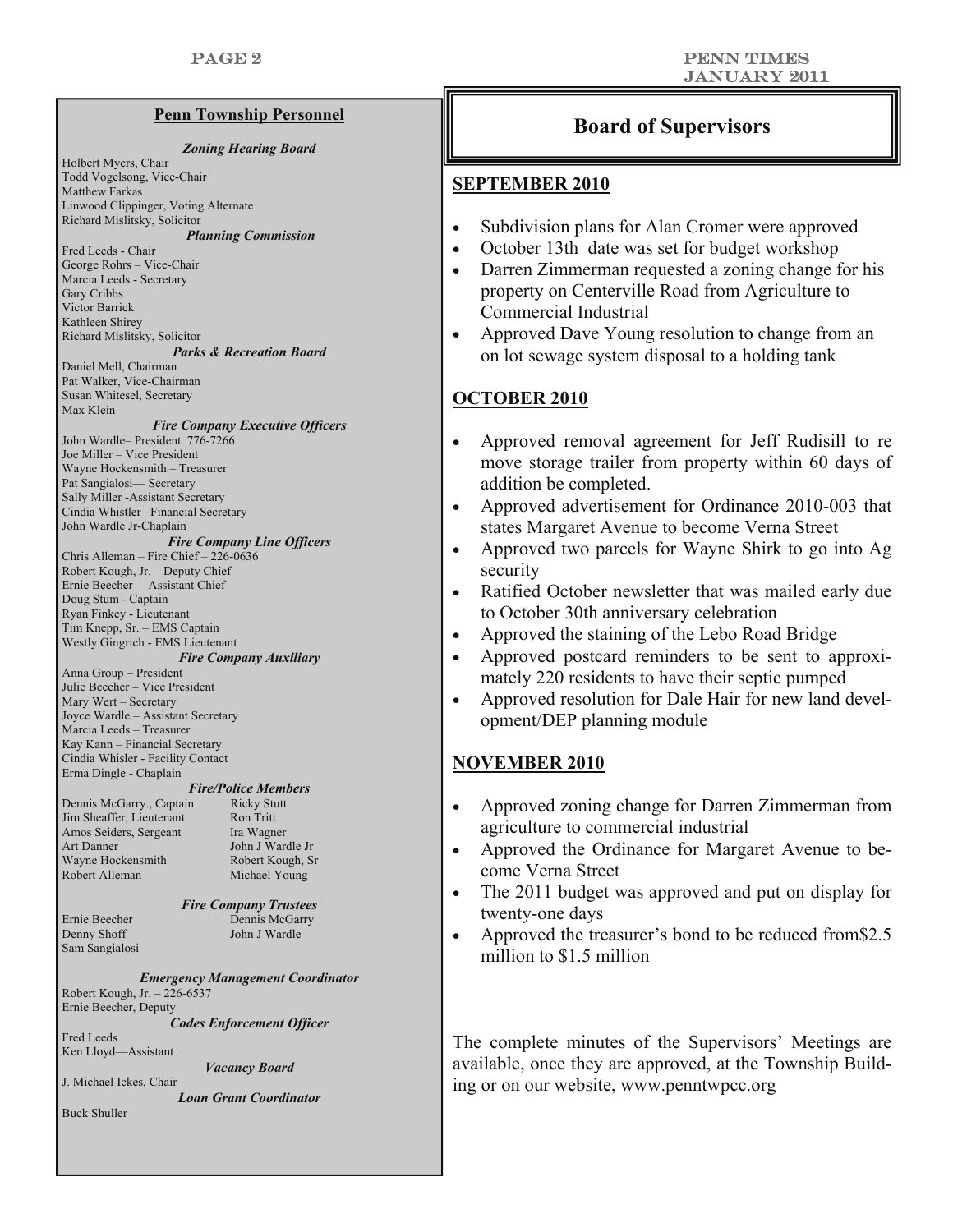## Penn Township Personnel

***Zoning Hearing Board***

Holbert Myers, Chair
Todd Vogelsong, Vice-Chair
Matthew Farkas
Linwood Clippinger, Voting Alternate
Richard Mislitsky, Solicitor

***Planning Commission***

Fred Leeds - Chair
George Rohrs – Vice-Chair
Marcia Leeds - Secretary
Gary Cribbs
Victor Barrick
Kathleen Shirey
Richard Mislitsky, Solicitor

***Parks & Recreation Board***

Daniel Mell, Chairman
Pat Walker, Vice-Chairman
Susan Whitesel, Secretary
Max Klein

***Fire Company Executive Officers***

John Wardle– President 776-7266
Joe Miller – Vice President
Wayne Hockensmith – Treasurer
Pat Sangialosi— Secretary
Sally Miller -Assistant Secretary
Cindia Whistler– Financial Secretary
John Wardle Jr-Chaplain

***Fire Company Line Officers***

Chris Alleman – Fire Chief – 226-0636
Robert Kough, Jr. – Deputy Chief
Ernie Beecher— Assistant Chief
Doug Stum - Captain
Ryan Finkey - Lieutenant
Tim Knepp, Sr. – EMS Captain
Westly Gingrich - EMS Lieutenant

***Fire Company Auxiliary***

Anna Group – President
Julie Beecher – Vice President
Mary Wert – Secretary
Joyce Wardle – Assistant Secretary
Marcia Leeds – Treasurer
Kay Kann – Financial Secretary
Cindia Whisler - Facility Contact
Erma Dingle - Chaplain

***Fire/Police Members***

Dennis McGarry., Captain
Jim Sheaffer, Lieutenant
Amos Seiders, Sergeant
Art Danner
Wayne Hockensmith
Robert Alleman
Ricky Stutt
Ron Tritt
Ira Wagner
John J Wardle Jr
Robert Kough, Sr
Michael Young

***Fire Company Trustees***

Ernie Beecher
Denny Shoff
Sam Sangialosi
Dennis McGarry
John J Wardle

***Emergency Management Coordinator***

Robert Kough, Jr. – 226-6537
Ernie Beecher, Deputy

***Codes Enforcement Officer***

Fred Leeds
Ken Lloyd—Assistant

***Vacancy Board***

J. Michael Ickes, Chair

***Loan Grant Coordinator***

Buck Shuller

## Board of Supervisors

### SEPTEMBER 2010

- Subdivision plans for Alan Cromer were approved
- October 13th date was set for budget workshop
- Darren Zimmerman requested a zoning change for his property on Centerville Road from Agriculture to Commercial Industrial
- Approved Dave Young resolution to change from an on lot sewage system disposal to a holding tank

### OCTOBER 2010

- Approved removal agreement for Jeff Rudisill to re move storage trailer from property within 60 days of addition be completed.
- Approved advertisement for Ordinance 2010-003 that states Margaret Avenue to become Verna Street
- Approved two parcels for Wayne Shirk to go into Ag security
- Ratified October newsletter that was mailed early due to October 30th anniversary celebration
- Approved the staining of the Lebo Road Bridge
- Approved postcard reminders to be sent to approximately 220 residents to have their septic pumped
- Approved resolution for Dale Hair for new land development/DEP planning module

### NOVEMBER 2010

- Approved zoning change for Darren Zimmerman from agriculture to commercial industrial
- Approved the Ordinance for Margaret Avenue to become Verna Street
- The 2011 budget was approved and put on display for twenty-one days
- Approved the treasurer's bond to be reduced from$2.5 million to $1.5 million

The complete minutes of the Supervisors' Meetings are available, once they are approved, at the Township Building or on our website, www.penntwpcc.org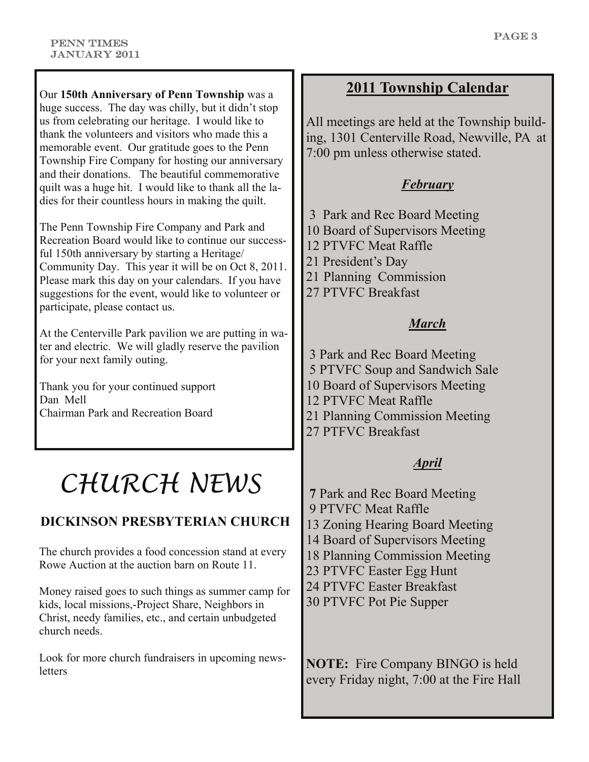Our **150th Anniversary of Penn Township** was a huge success. The day was chilly, but it didn't stop us from celebrating our heritage. I would like to thank the volunteers and visitors who made this a memorable event. Our gratitude goes to the Penn Township Fire Company for hosting our anniversary and their donations. The beautiful commemorative quilt was a huge hit. I would like to thank all the ladies for their countless hours in making the quilt.

The Penn Township Fire Company and Park and Recreation Board would like to continue our successful 150th anniversary by starting a Heritage/ Community Day. This year it will be on Oct 8, 2011. Please mark this day on your calendars. If you have suggestions for the event, would like to volunteer or participate, please contact us.

At the Centerville Park pavilion we are putting in water and electric. We will gladly reserve the pavilion for your next family outing.

Thank you for your continued support
Dan Mell
Chairman Park and Recreation Board

# CHURCH NEWS

## DICKINSON PRESBYTERIAN CHURCH

The church provides a food concession stand at every Rowe Auction at the auction barn on Route 11.

Money raised goes to such things as summer camp for kids, local missions,-Project Share, Neighbors in Christ, needy families, etc., and certain unbudgeted church needs.

Look for more church fundraisers in upcoming newsletters

## 2011 Township Calendar

All meetings are held at the Township building, 1301 Centerville Road, Newville, PA at 7:00 pm unless otherwise stated.

### *February*

3 Park and Rec Board Meeting
10 Board of Supervisors Meeting
12 PTVFC Meat Raffle
21 President's Day
21 Planning Commission
27 PTVFC Breakfast

### *March*

3 Park and Rec Board Meeting
5 PTVFC Soup and Sandwich Sale
10 Board of Supervisors Meeting
12 PTVFC Meat Raffle
21 Planning Commission Meeting
27 PTFVC Breakfast

### *April*

**7** Park and Rec Board Meeting
9 PTVFC Meat Raffle
13 Zoning Hearing Board Meeting
14 Board of Supervisors Meeting
18 Planning Commission Meeting
23 PTVFC Easter Egg Hunt
24 PTVFC Easter Breakfast
30 PTVFC Pot Pie Supper

**NOTE:** Fire Company BINGO is held every Friday night, 7:00 at the Fire Hall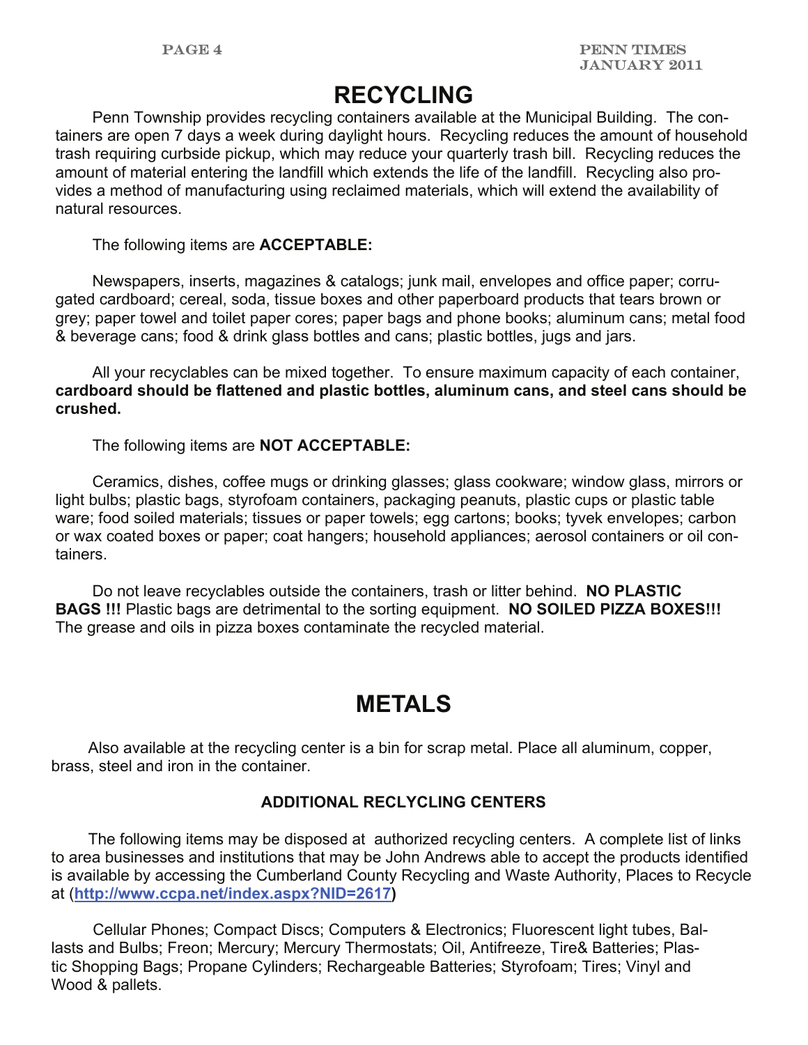# RECYCLING

Penn Township provides recycling containers available at the Municipal Building. The containers are open 7 days a week during daylight hours. Recycling reduces the amount of household trash requiring curbside pickup, which may reduce your quarterly trash bill. Recycling reduces the amount of material entering the landfill which extends the life of the landfill. Recycling also provides a method of manufacturing using reclaimed materials, which will extend the availability of natural resources.

The following items are **ACCEPTABLE:**

Newspapers, inserts, magazines & catalogs; junk mail, envelopes and office paper; corrugated cardboard; cereal, soda, tissue boxes and other paperboard products that tears brown or grey; paper towel and toilet paper cores; paper bags and phone books; aluminum cans; metal food & beverage cans; food & drink glass bottles and cans; plastic bottles, jugs and jars.

All your recyclables can be mixed together. To ensure maximum capacity of each container, **cardboard should be flattened and plastic bottles, aluminum cans, and steel cans should be crushed.**

The following items are **NOT ACCEPTABLE:**

Ceramics, dishes, coffee mugs or drinking glasses; glass cookware; window glass, mirrors or light bulbs; plastic bags, styrofoam containers, packaging peanuts, plastic cups or plastic table ware; food soiled materials; tissues or paper towels; egg cartons; books; tyvek envelopes; carbon or wax coated boxes or paper; coat hangers; household appliances; aerosol containers or oil containers.

Do not leave recyclables outside the containers, trash or litter behind. **NO PLASTIC BAGS !!!** Plastic bags are detrimental to the sorting equipment. **NO SOILED PIZZA BOXES!!!** The grease and oils in pizza boxes contaminate the recycled material.

# METALS

Also available at the recycling center is a bin for scrap metal. Place all aluminum, copper, brass, steel and iron in the container.

### ADDITIONAL RECLYCLING CENTERS

The following items may be disposed at authorized recycling centers. A complete list of links to area businesses and institutions that may be John Andrews able to accept the products identified is available by accessing the Cumberland County Recycling and Waste Authority, Places to Recycle at (**http://www.ccpa.net/index.aspx?NID=2617)**

Cellular Phones; Compact Discs; Computers & Electronics; Fluorescent light tubes, Ballasts and Bulbs; Freon; Mercury; Mercury Thermostats; Oil, Antifreeze, Tire& Batteries; Plastic Shopping Bags; Propane Cylinders; Rechargeable Batteries; Styrofoam; Tires; Vinyl and Wood & pallets.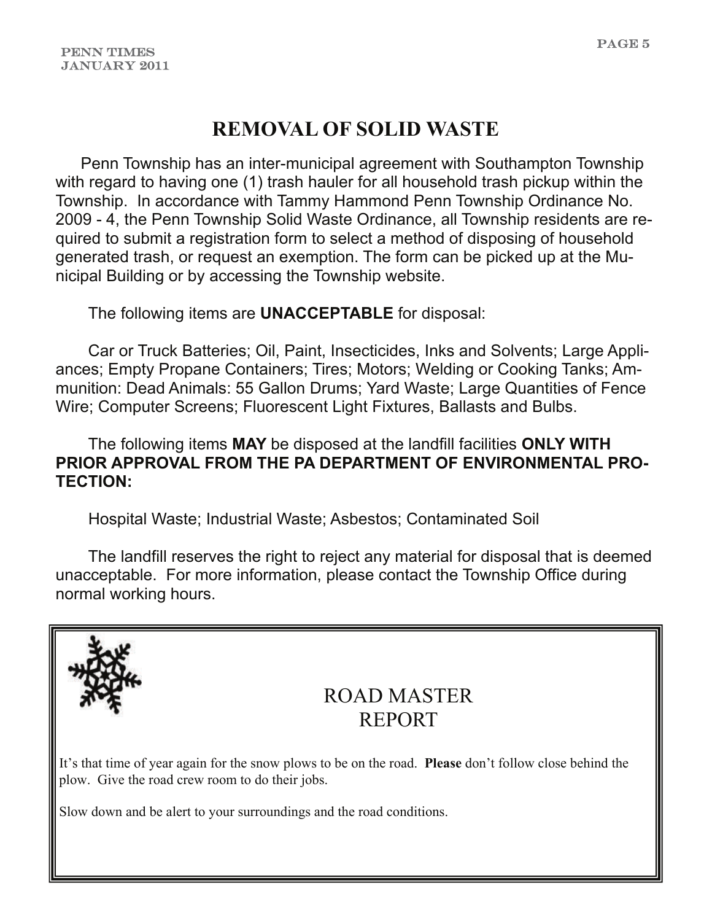# REMOVAL OF SOLID WASTE

Penn Township has an inter-municipal agreement with Southampton Township with regard to having one (1) trash hauler for all household trash pickup within the Township. In accordance with Tammy Hammond Penn Township Ordinance No. 2009 - 4, the Penn Township Solid Waste Ordinance, all Township residents are required to submit a registration form to select a method of disposing of household generated trash, or request an exemption. The form can be picked up at the Municipal Building or by accessing the Township website.

The following items are **UNACCEPTABLE** for disposal:

Car or Truck Batteries; Oil, Paint, Insecticides, Inks and Solvents; Large Appliances; Empty Propane Containers; Tires; Motors; Welding or Cooking Tanks; Ammunition: Dead Animals: 55 Gallon Drums; Yard Waste; Large Quantities of Fence Wire; Computer Screens; Fluorescent Light Fixtures, Ballasts and Bulbs.

The following items **MAY** be disposed at the landfill facilities **ONLY WITH PRIOR APPROVAL FROM THE PA DEPARTMENT OF ENVIRONMENTAL PROTECTION:**

Hospital Waste; Industrial Waste; Asbestos; Contaminated Soil

The landfill reserves the right to reject any material for disposal that is deemed unacceptable. For more information, please contact the Township Office during normal working hours.

## ROAD MASTER REPORT

It's that time of year again for the snow plows to be on the road. **Please** don't follow close behind the plow. Give the road crew room to do their jobs.

Slow down and be alert to your surroundings and the road conditions.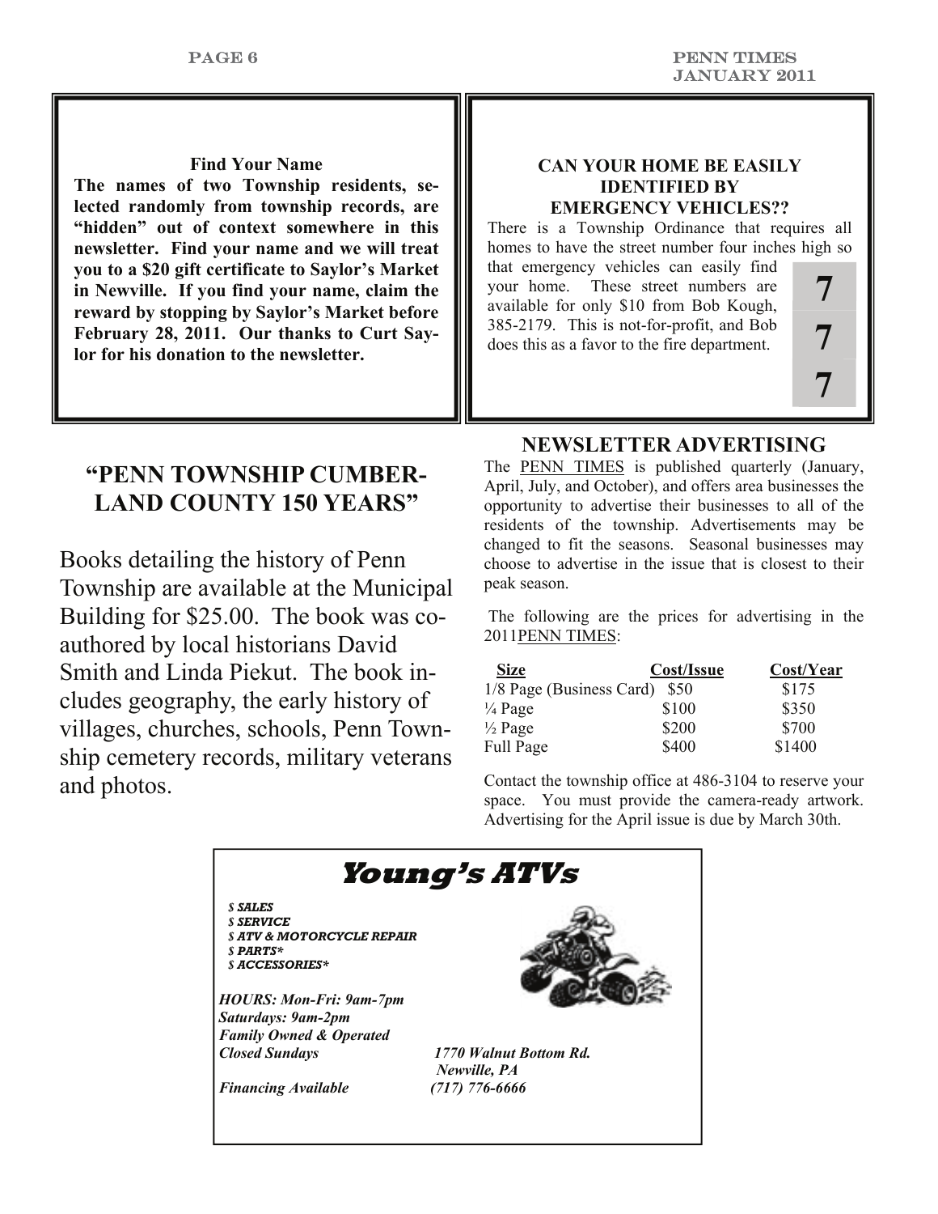**Find Your Name**

**The names of two Township residents, selected randomly from township records, are "hidden" out of context somewhere in this newsletter. Find your name and we will treat you to a $20 gift certificate to Saylor's Market in Newville. If you find your name, claim the reward by stopping by Saylor's Market before February 28, 2011. Our thanks to Curt Saylor for his donation to the newsletter.**

**CAN YOUR HOME BE EASILY IDENTIFIED BY EMERGENCY VEHICLES??**

There is a Township Ordinance that requires all homes to have the street number four inches high so that emergency vehicles can easily find your home. These street numbers are available for only $10 from Bob Kough, 385-2179. This is not-for-profit, and Bob does this as a favor to the fire department.

7
7
7

## "PENN TOWNSHIP CUMBERLAND COUNTY 150 YEARS"

Books detailing the history of Penn Township are available at the Municipal Building for $25.00. The book was co-authored by local historians David Smith and Linda Piekut. The book includes geography, the early history of villages, churches, schools, Penn Township cemetery records, military veterans and photos.

## NEWSLETTER ADVERTISING

The PENN TIMES is published quarterly (January, April, July, and October), and offers area businesses the opportunity to advertise their businesses to all of the residents of the township. Advertisements may be changed to fit the seasons. Seasonal businesses may choose to advertise in the issue that is closest to their peak season.

The following are the prices for advertising in the 2011PENN TIMES:

| Size | Cost/Issue | Cost/Year |
|---|---|---|
| 1/8 Page (Business Card) | $50 | $175 |
| ¼ Page | $100 | $350 |
| ½ Page | $200 | $700 |
| Full Page | $400 | $1400 |

Contact the township office at 486-3104 to reserve your space. You must provide the camera-ready artwork. Advertising for the April issue is due by March 30th.

## *Young's ATVs*

- ***SALES***
- ***SERVICE***
- ***ATV & MOTORCYCLE REPAIR***
- ***PARTS****
- ***ACCESSORIES****

***HOURS: Mon-Fri: 9am-7pm***
***Saturdays: 9am-2pm***
***Family Owned & Operated***
***Closed Sundays***

***Financing Available***

***1770 Walnut Bottom Rd.***
***Newville, PA***
***(717) 776-6666***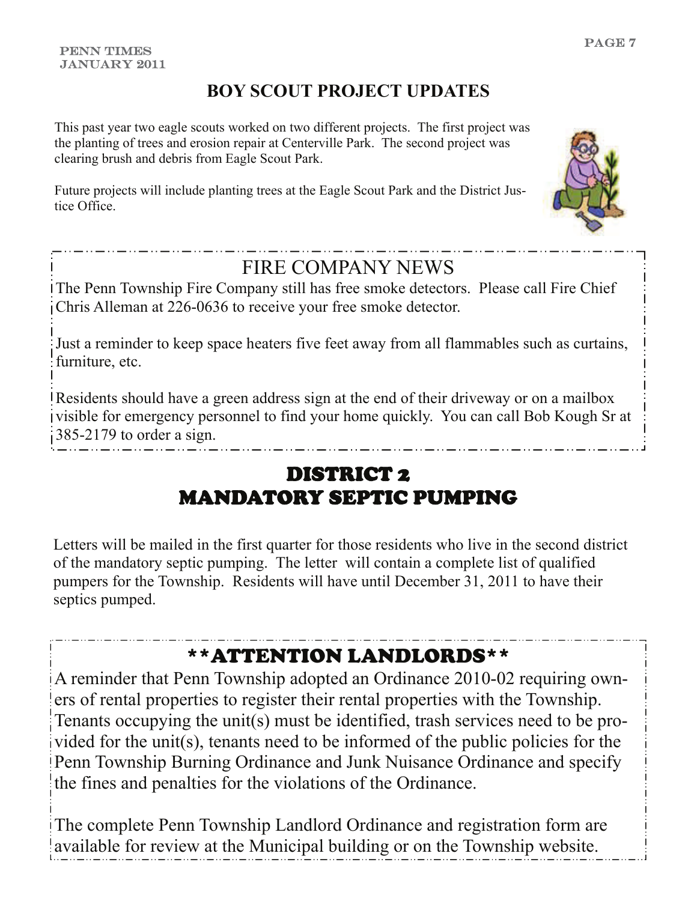## BOY SCOUT PROJECT UPDATES

This past year two eagle scouts worked on two different projects. The first project was the planting of trees and erosion repair at Centerville Park. The second project was clearing brush and debris from Eagle Scout Park.

Future projects will include planting trees at the Eagle Scout Park and the District Justice Office.

## FIRE COMPANY NEWS

The Penn Township Fire Company still has free smoke detectors. Please call Fire Chief Chris Alleman at 226-0636 to receive your free smoke detector.

Just a reminder to keep space heaters five feet away from all flammables such as curtains, furniture, etc.

Residents should have a green address sign at the end of their driveway or on a mailbox visible for emergency personnel to find your home quickly. You can call Bob Kough Sr at 385-2179 to order a sign.

## DISTRICT 2
## MANDATORY SEPTIC PUMPING

Letters will be mailed in the first quarter for those residents who live in the second district of the mandatory septic pumping. The letter will contain a complete list of qualified pumpers for the Township. Residents will have until December 31, 2011 to have their septics pumped.

## **ATTENTION LANDLORDS**

A reminder that Penn Township adopted an Ordinance 2010-02 requiring owners of rental properties to register their rental properties with the Township. Tenants occupying the unit(s) must be identified, trash services need to be provided for the unit(s), tenants need to be informed of the public policies for the Penn Township Burning Ordinance and Junk Nuisance Ordinance and specify the fines and penalties for the violations of the Ordinance.

The complete Penn Township Landlord Ordinance and registration form are available for review at the Municipal building or on the Township website.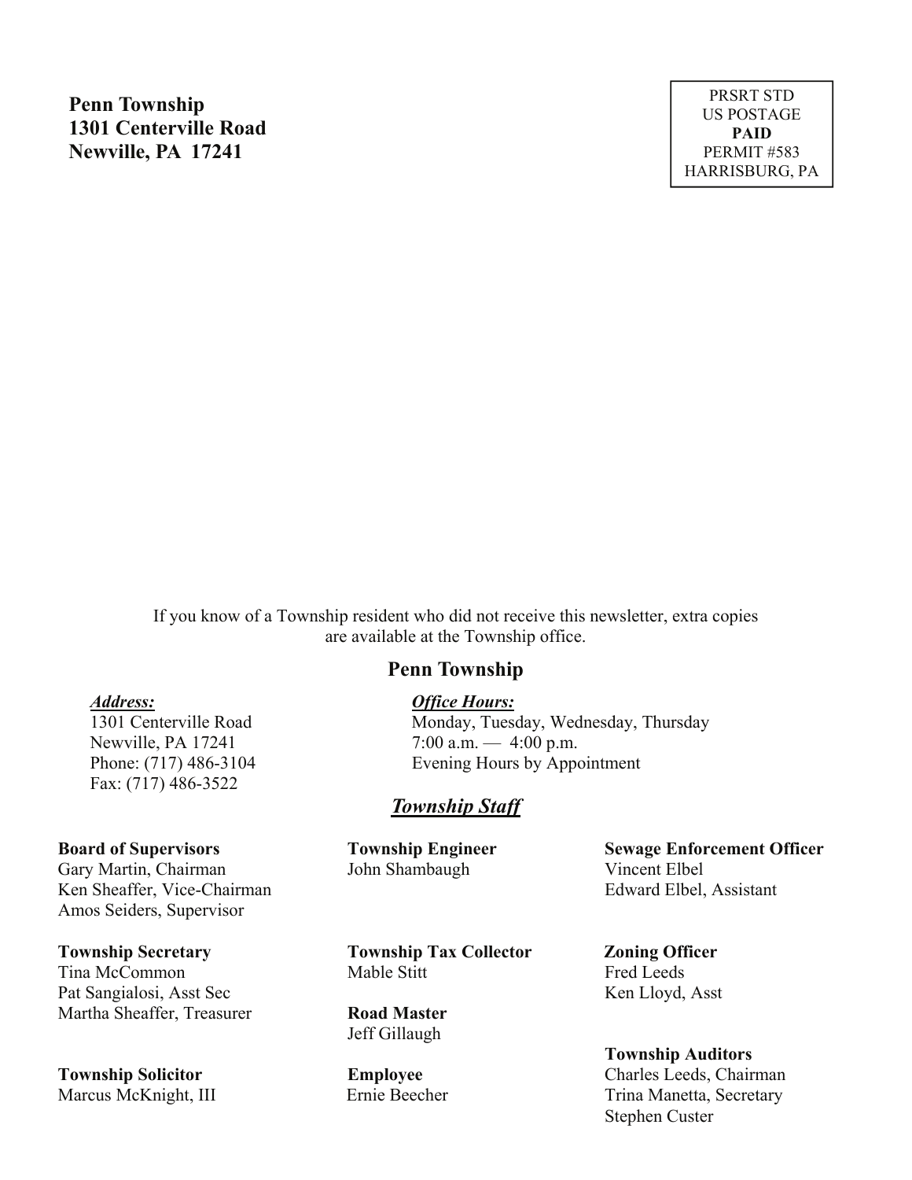**Penn Township**
**1301 Centerville Road**
**Newville, PA 17241**

PRSRT STD
US POSTAGE
**PAID**
PERMIT #583
HARRISBURG, PA

If you know of a Township resident who did not receive this newsletter, extra copies are available at the Township office.

## Penn Township

***Address:***
1301 Centerville Road
Newville, PA 17241
Phone: (717) 486-3104
Fax: (717) 486-3522

***Office Hours:***
Monday, Tuesday, Wednesday, Thursday
7:00 a.m. — 4:00 p.m.
Evening Hours by Appointment

### ***Township Staff***

**Board of Supervisors**
Gary Martin, Chairman
Ken Sheaffer, Vice-Chairman
Amos Seiders, Supervisor

**Township Secretary**
Tina McCommon
Pat Sangialosi, Asst Sec
Martha Sheaffer, Treasurer

**Township Solicitor**
Marcus McKnight, III

**Township Engineer**
John Shambaugh

**Township Tax Collector**
Mable Stitt

**Road Master**
Jeff Gillaugh

**Employee**
Ernie Beecher

**Sewage Enforcement Officer**
Vincent Elbel
Edward Elbel, Assistant

**Zoning Officer**
Fred Leeds
Ken Lloyd, Asst

**Township Auditors**
Charles Leeds, Chairman
Trina Manetta, Secretary
Stephen Custer